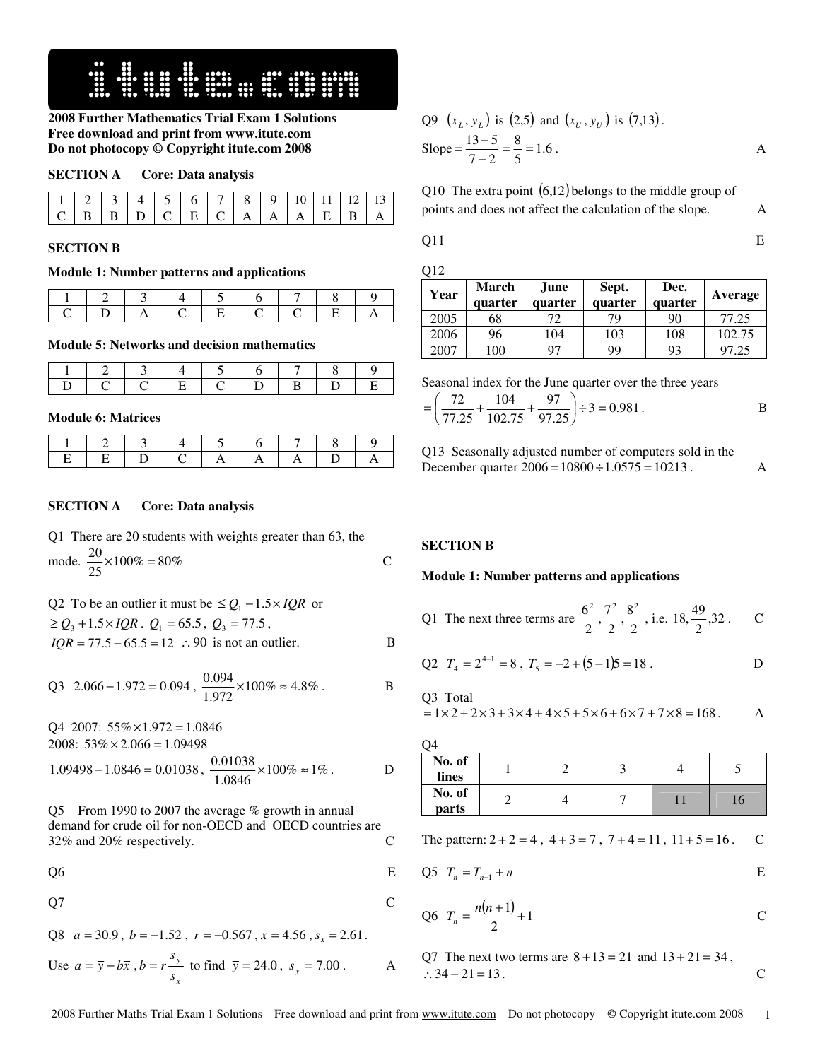**2008 Further Mathematics Trial Exam 1 Solutions**
**Free download and print from www.itute.com**
**Do not photocopy © Copyright itute.com 2008**

**SECTION A Core: Data analysis**

| 1 | 2 | 3 | 4 | 5 | 6 | 7 | 8 | 9 | 10 | 11 | 12 | 13 |
|---|---|---|---|---|---|---|---|---|---|---|---|---|
| C | B | B | D | C | E | C | A | A | A | E | B | A |

**SECTION B**

**Module 1: Number patterns and applications**

| 1 | 2 | 3 | 4 | 5 | 6 | 7 | 8 | 9 |
|---|---|---|---|---|---|---|---|---|
| C | D | A | C | E | C | C | E | A |

**Module 5: Networks and decision mathematics**

| 1 | 2 | 3 | 4 | 5 | 6 | 7 | 8 | 9 |
|---|---|---|---|---|---|---|---|---|
| D | C | C | E | C | D | B | D | E |

**Module 6: Matrices**

| 1 | 2 | 3 | 4 | 5 | 6 | 7 | 8 | 9 |
|---|---|---|---|---|---|---|---|---|
| E | E | D | C | A | A | A | D | A |

**SECTION A Core: Data analysis**

Q1 There are 20 students with weights greater than 63, the mode. $\frac{20}{25}\times 100\% = 80\%$ C

Q2 To be an outlier it must be $\le Q_1 - 1.5\times IQR$ or $\ge Q_3 + 1.5\times IQR$. $Q_1 = 65.5$, $Q_3 = 77.5$, $IQR = 77.5 - 65.5 = 12$ $\therefore 90$ is not an outlier. B

Q3 $2.066 - 1.972 = 0.094$, $\frac{0.094}{1.972}\times 100\% \approx 4.8\%$. B

Q4 2007: $55\%\times 1.972 = 1.0846$
2008: $53\%\times 2.066 = 1.09498$
$1.09498 - 1.0846 = 0.01038$, $\frac{0.01038}{1.0846}\times 100\% \approx 1\%$. D

Q5 From 1990 to 2007 the average % growth in annual demand for crude oil for non-OECD and OECD countries are 32% and 20% respectively. C

Q6 E

Q7 C

Q8 $a = 30.9$, $b = -1.52$, $r = -0.567$, $\bar{x} = 4.56$, $s_x = 2.61$.
Use $a = \bar{y} - b\bar{x}$, $b = r\frac{s_y}{s_x}$ to find $\bar{y} = 24.0$, $s_y = 7.00$. A

Q9 $(x_L, y_L)$ is $(2,5)$ and $(x_U, y_U)$ is $(7,13)$.
Slope $= \frac{13-5}{7-2} = \frac{8}{5} = 1.6$. A

Q10 The extra point $(6,12)$ belongs to the middle group of points and does not affect the calculation of the slope. A

Q11 E

Q12

| Year | March quarter | June quarter | Sept. quarter | Dec. quarter | Average |
|---|---|---|---|---|---|
| 2005 | 68 | 72 | 79 | 90 | 77.25 |
| 2006 | 96 | 104 | 103 | 108 | 102.75 |
| 2007 | 100 | 97 | 99 | 93 | 97.25 |

Seasonal index for the June quarter over the three years
$= \left(\frac{72}{77.25} + \frac{104}{102.75} + \frac{97}{97.25}\right)\div 3 = 0.981$. B

Q13 Seasonally adjusted number of computers sold in the December quarter 2006 $= 10800 \div 1.0575 = 10213$. A

**SECTION B**

**Module 1: Number patterns and applications**

Q1 The next three terms are $\frac{6^2}{2}, \frac{7^2}{2}, \frac{8^2}{2}$, i.e. $18, \frac{49}{2}, 32$. C

Q2 $T_4 = 2^{4-1} = 8$, $T_5 = -2 + (5-1)5 = 18$. D

Q3 Total
$= 1\times 2 + 2\times 3 + 3\times 4 + 4\times 5 + 5\times 6 + 6\times 7 + 7\times 8 = 168$. A

Q4

| No. of lines | 1 | 2 | 3 | 4 | 5 |
|---|---|---|---|---|---|
| No. of parts | 2 | 4 | 7 | 11 | 16 |

The pattern: $2+2=4$, $4+3=7$, $7+4=11$, $11+5=16$. C

Q5 $T_n = T_{n-1} + n$ E

Q6 $T_n = \frac{n(n+1)}{2} + 1$ C

Q7 The next two terms are $8+13=21$ and $13+21=34$, $\therefore 34-21=13$. C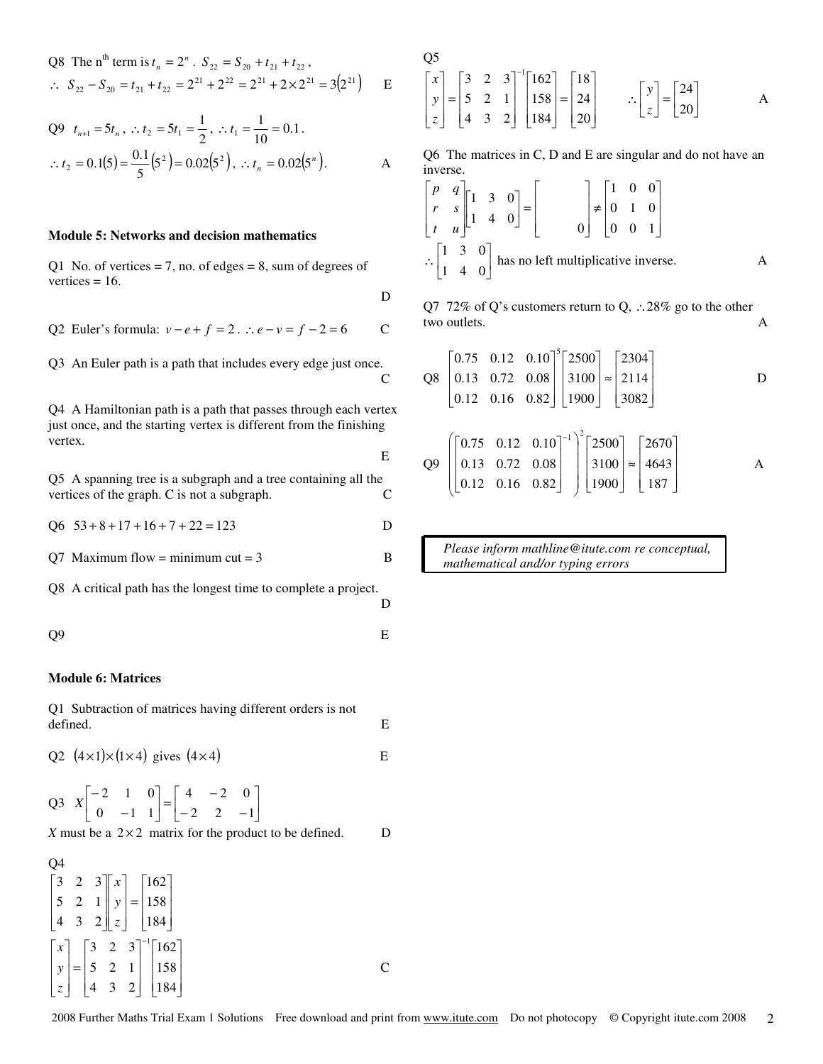Q8 The $n^{\text{th}}$ term is $t_n = 2^n$. $S_{22} = S_{20} + t_{21} + t_{22}$,

$\therefore\ S_{22} - S_{20} = t_{21} + t_{22} = 2^{21} + 2^{22} = 2^{21} + 2\times 2^{21} = 3\left(2^{21}\right)$ E

Q9 $t_{n+1} = 5t_n$, $\therefore t_2 = 5t_1 = \frac{1}{2}$, $\therefore t_1 = \frac{1}{10} = 0.1$.

$\therefore t_2 = 0.1(5) = \frac{0.1}{5}\left(5^2\right) = 0.02\left(5^2\right)$, $\therefore t_n = 0.02\left(5^n\right)$. A

**Module 5: Networks and decision mathematics**

Q1 No. of vertices = 7, no. of edges = 8, sum of degrees of vertices = 16. D

Q2 Euler's formula: $v - e + f = 2$. $\therefore e - v = f - 2 = 6$ C

Q3 An Euler path is a path that includes every edge just once. C

Q4 A Hamiltonian path is a path that passes through each vertex just once, and the starting vertex is different from the finishing vertex. E

Q5 A spanning tree is a subgraph and a tree containing all the vertices of the graph. C is not a subgraph. C

Q6 $53 + 8 + 17 + 16 + 7 + 22 = 123$ D

Q7 Maximum flow = minimum cut = 3 B

Q8 A critical path has the longest time to complete a project. D

Q9 E

**Module 6: Matrices**

Q1 Subtraction of matrices having different orders is not defined. E

Q2 $(4\times 1)\times(1\times 4)$ gives $(4\times 4)$ E

Q3 $X\begin{bmatrix} -2 & 1 & 0 \\ 0 & -1 & 1 \end{bmatrix} = \begin{bmatrix} 4 & -2 & 0 \\ -2 & 2 & -1 \end{bmatrix}$

$X$ must be a $2\times 2$ matrix for the product to be defined. D

Q4

$$\begin{bmatrix} 3 & 2 & 3 \\ 5 & 2 & 1 \\ 4 & 3 & 2 \end{bmatrix}\begin{bmatrix} x \\ y \\ z \end{bmatrix} = \begin{bmatrix} 162 \\ 158 \\ 184 \end{bmatrix}$$

$$\begin{bmatrix} x \\ y \\ z \end{bmatrix} = \begin{bmatrix} 3 & 2 & 3 \\ 5 & 2 & 1 \\ 4 & 3 & 2 \end{bmatrix}^{-1}\begin{bmatrix} 162 \\ 158 \\ 184 \end{bmatrix}$$ C

Q5

$$\begin{bmatrix} x \\ y \\ z \end{bmatrix} = \begin{bmatrix} 3 & 2 & 3 \\ 5 & 2 & 1 \\ 4 & 3 & 2 \end{bmatrix}^{-1}\begin{bmatrix} 162 \\ 158 \\ 184 \end{bmatrix} = \begin{bmatrix} 18 \\ 24 \\ 20 \end{bmatrix} \qquad \therefore \begin{bmatrix} y \\ z \end{bmatrix} = \begin{bmatrix} 24 \\ 20 \end{bmatrix}$$ A

Q6 The matrices in C, D and E are singular and do not have an inverse.

$$\begin{bmatrix} p & q \\ r & s \\ t & u \end{bmatrix}\begin{bmatrix} 1 & 3 & 0 \\ 1 & 4 & 0 \end{bmatrix} = \begin{bmatrix} & & \\ & & \\ & & 0 \end{bmatrix} \neq \begin{bmatrix} 1 & 0 & 0 \\ 0 & 1 & 0 \\ 0 & 0 & 1 \end{bmatrix}$$

$\therefore \begin{bmatrix} 1 & 3 & 0 \\ 1 & 4 & 0 \end{bmatrix}$ has no left multiplicative inverse. A

Q7 72% of Q's customers return to Q, $\therefore$ 28% go to the other two outlets. A

Q8 $$\begin{bmatrix} 0.75 & 0.12 & 0.10 \\ 0.13 & 0.72 & 0.08 \\ 0.12 & 0.16 & 0.82 \end{bmatrix}^5\begin{bmatrix} 2500 \\ 3100 \\ 1900 \end{bmatrix} \approx \begin{bmatrix} 2304 \\ 2114 \\ 3082 \end{bmatrix}$$ D

Q9 $$\left(\begin{bmatrix} 0.75 & 0.12 & 0.10 \\ 0.13 & 0.72 & 0.08 \\ 0.12 & 0.16 & 0.82 \end{bmatrix}^{-1}\right)^2\begin{bmatrix} 2500 \\ 3100 \\ 1900 \end{bmatrix} \approx \begin{bmatrix} 2670 \\ 4643 \\ 187 \end{bmatrix}$$ A

*Please inform mathline@itute.com re conceptual, mathematical and/or typing errors*